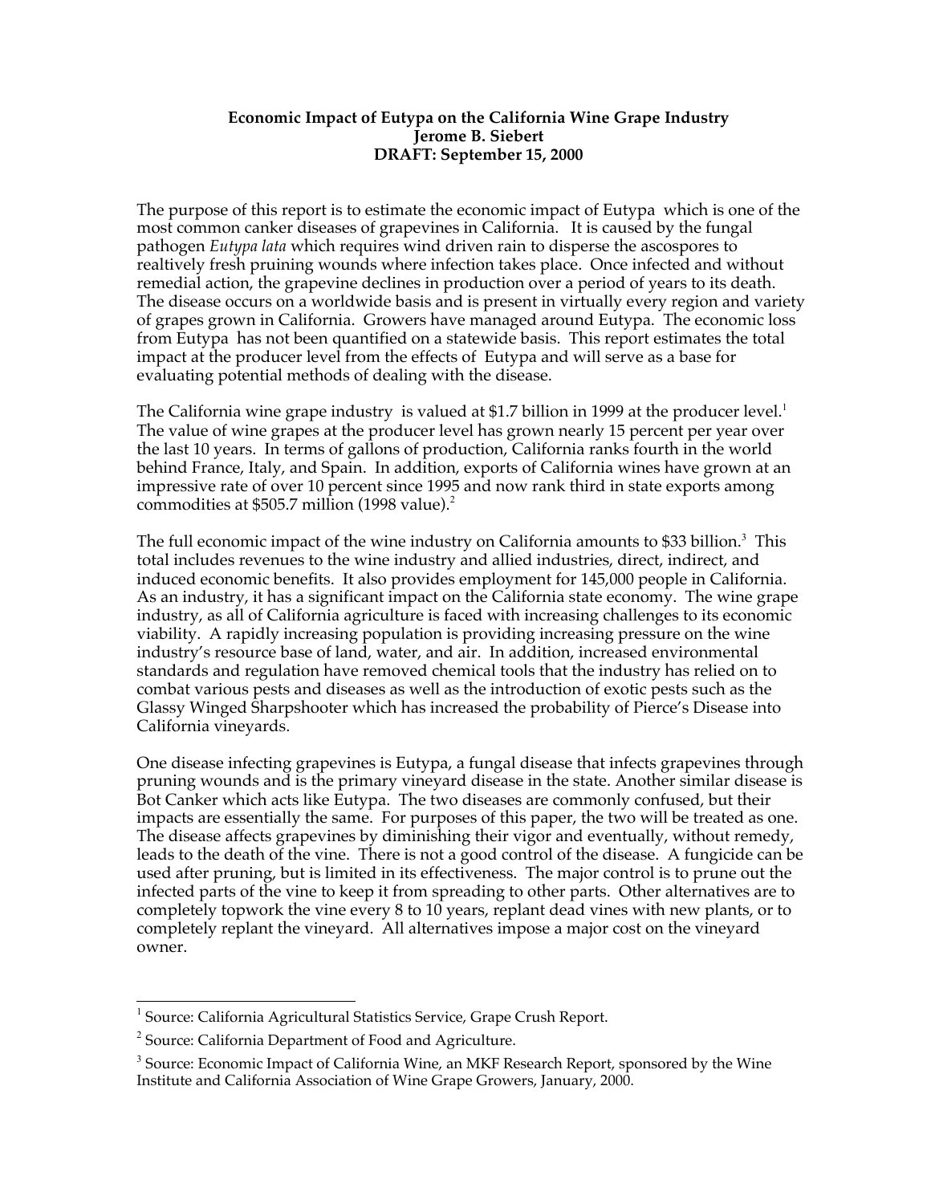**Economic Impact of Eutypa on the California Wine Grape Industry**
**Jerome B. Siebert**
**DRAFT: September 15, 2000**

The purpose of this report is to estimate the economic impact of Eutypa which is one of the most common canker diseases of grapevines in California. It is caused by the fungal pathogen *Eutypa lata* which requires wind driven rain to disperse the ascospores to realtively fresh pruining wounds where infection takes place. Once infected and without remedial action, the grapevine declines in production over a period of years to its death. The disease occurs on a worldwide basis and is present in virtually every region and variety of grapes grown in California. Growers have managed around Eutypa. The economic loss from Eutypa has not been quantified on a statewide basis. This report estimates the total impact at the producer level from the effects of Eutypa and will serve as a base for evaluating potential methods of dealing with the disease.

The California wine grape industry is valued at $1.7 billion in 1999 at the producer level.[1] The value of wine grapes at the producer level has grown nearly 15 percent per year over the last 10 years. In terms of gallons of production, California ranks fourth in the world behind France, Italy, and Spain. In addition, exports of California wines have grown at an impressive rate of over 10 percent since 1995 and now rank third in state exports among commodities at $505.7 million (1998 value).[2]

The full economic impact of the wine industry on California amounts to $33 billion.[3] This total includes revenues to the wine industry and allied industries, direct, indirect, and induced economic benefits. It also provides employment for 145,000 people in California. As an industry, it has a significant impact on the California state economy. The wine grape industry, as all of California agriculture is faced with increasing challenges to its economic viability. A rapidly increasing population is providing increasing pressure on the wine industry's resource base of land, water, and air. In addition, increased environmental standards and regulation have removed chemical tools that the industry has relied on to combat various pests and diseases as well as the introduction of exotic pests such as the Glassy Winged Sharpshooter which has increased the probability of Pierce's Disease into California vineyards.

One disease infecting grapevines is Eutypa, a fungal disease that infects grapevines through pruning wounds and is the primary vineyard disease in the state. Another similar disease is Bot Canker which acts like Eutypa. The two diseases are commonly confused, but their impacts are essentially the same. For purposes of this paper, the two will be treated as one. The disease affects grapevines by diminishing their vigor and eventually, without remedy, leads to the death of the vine. There is not a good control of the disease. A fungicide can be used after pruning, but is limited in its effectiveness. The major control is to prune out the infected parts of the vine to keep it from spreading to other parts. Other alternatives are to completely topwork the vine every 8 to 10 years, replant dead vines with new plants, or to completely replant the vineyard. All alternatives impose a major cost on the vineyard owner.

---

[1] Source: California Agricultural Statistics Service, Grape Crush Report.

[2] Source: California Department of Food and Agriculture.

[3] Source: Economic Impact of California Wine, an MKF Research Report, sponsored by the Wine Institute and California Association of Wine Grape Growers, January, 2000.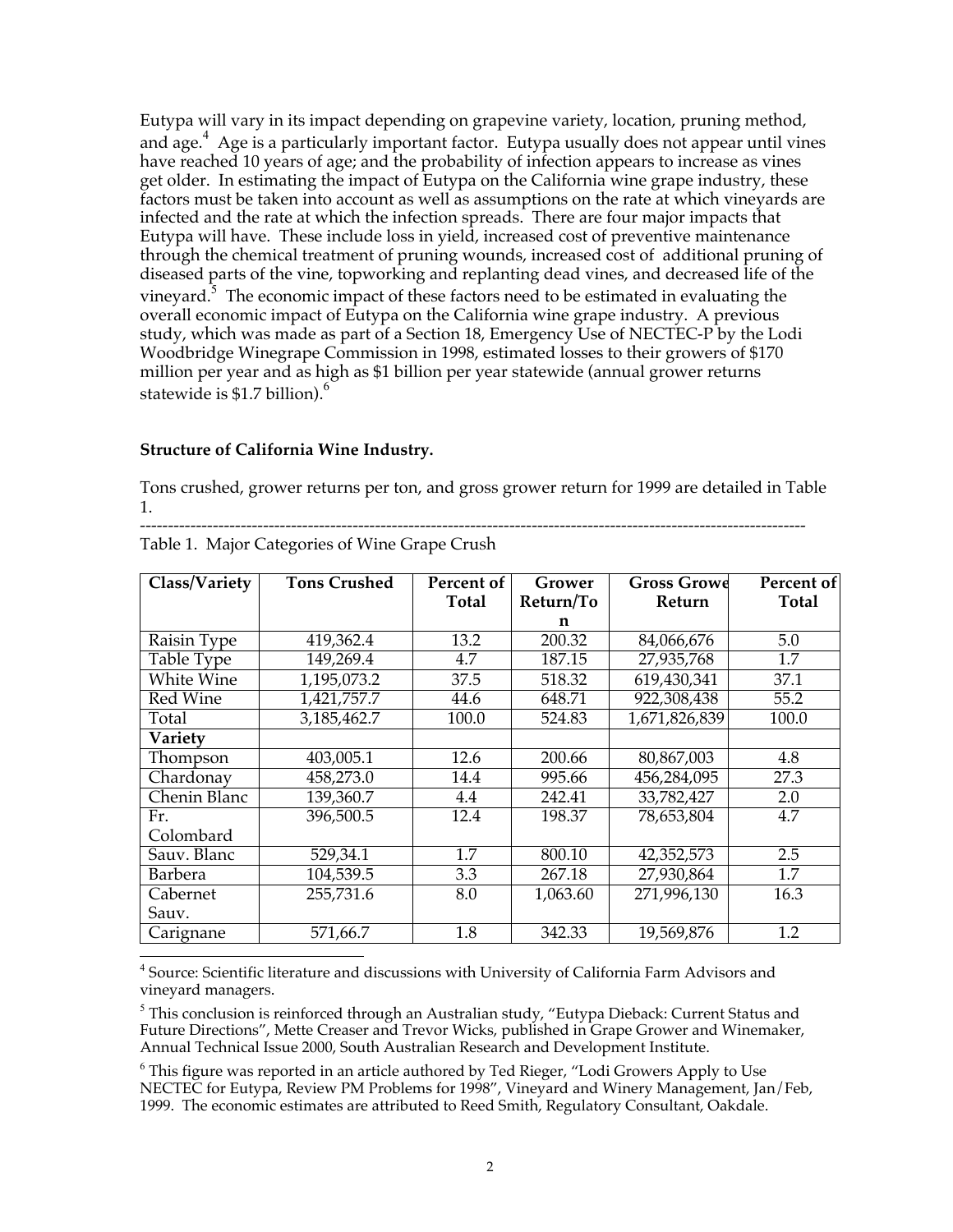Eutypa will vary in its impact depending on grapevine variety, location, pruning method, and age.[4] Age is a particularly important factor. Eutypa usually does not appear until vines have reached 10 years of age; and the probability of infection appears to increase as vines get older. In estimating the impact of Eutypa on the California wine grape industry, these factors must be taken into account as well as assumptions on the rate at which vineyards are infected and the rate at which the infection spreads. There are four major impacts that Eutypa will have. These include loss in yield, increased cost of preventive maintenance through the chemical treatment of pruning wounds, increased cost of additional pruning of diseased parts of the vine, topworking and replanting dead vines, and decreased life of the vineyard.[5] The economic impact of these factors need to be estimated in evaluating the overall economic impact of Eutypa on the California wine grape industry. A previous study, which was made as part of a Section 18, Emergency Use of NECTEC-P by the Lodi Woodbridge Winegrape Commission in 1998, estimated losses to their growers of $170 million per year and as high as $1 billion per year statewide (annual grower returns statewide is $1.7 billion).[6]

**Structure of California Wine Industry.**

Tons crushed, grower returns per ton, and gross grower return for 1999 are detailed in Table 1.

---

Table 1. Major Categories of Wine Grape Crush

| Class/Variety | Tons Crushed | Percent of Total | Grower Return/Ton | Gross Grower Return | Percent of Total |
|---|---|---|---|---|---|
| Raisin Type | 419,362.4 | 13.2 | 200.32 | 84,066,676 | 5.0 |
| Table Type | 149,269.4 | 4.7 | 187.15 | 27,935,768 | 1.7 |
| White Wine | 1,195,073.2 | 37.5 | 518.32 | 619,430,341 | 37.1 |
| Red Wine | 1,421,757.7 | 44.6 | 648.71 | 922,308,438 | 55.2 |
| Total | 3,185,462.7 | 100.0 | 524.83 | 1,671,826,839 | 100.0 |
| **Variety** | | | | | |
| Thompson | 403,005.1 | 12.6 | 200.66 | 80,867,003 | 4.8 |
| Chardonay | 458,273.0 | 14.4 | 995.66 | 456,284,095 | 27.3 |
| Chenin Blanc | 139,360.7 | 4.4 | 242.41 | 33,782,427 | 2.0 |
| Fr. Colombard | 396,500.5 | 12.4 | 198.37 | 78,653,804 | 4.7 |
| Sauv. Blanc | 529,34.1 | 1.7 | 800.10 | 42,352,573 | 2.5 |
| Barbera | 104,539.5 | 3.3 | 267.18 | 27,930,864 | 1.7 |
| Cabernet Sauv. | 255,731.6 | 8.0 | 1,063.60 | 271,996,130 | 16.3 |
| Carignane | 571,66.7 | 1.8 | 342.33 | 19,569,876 | 1.2 |

[4] Source: Scientific literature and discussions with University of California Farm Advisors and vineyard managers.

[5] This conclusion is reinforced through an Australian study, "Eutypa Dieback: Current Status and Future Directions", Mette Creaser and Trevor Wicks, published in Grape Grower and Winemaker, Annual Technical Issue 2000, South Australian Research and Development Institute.

[6] This figure was reported in an article authored by Ted Rieger, "Lodi Growers Apply to Use NECTEC for Eutypa, Review PM Problems for 1998", Vineyard and Winery Management, Jan/Feb, 1999. The economic estimates are attributed to Reed Smith, Regulatory Consultant, Oakdale.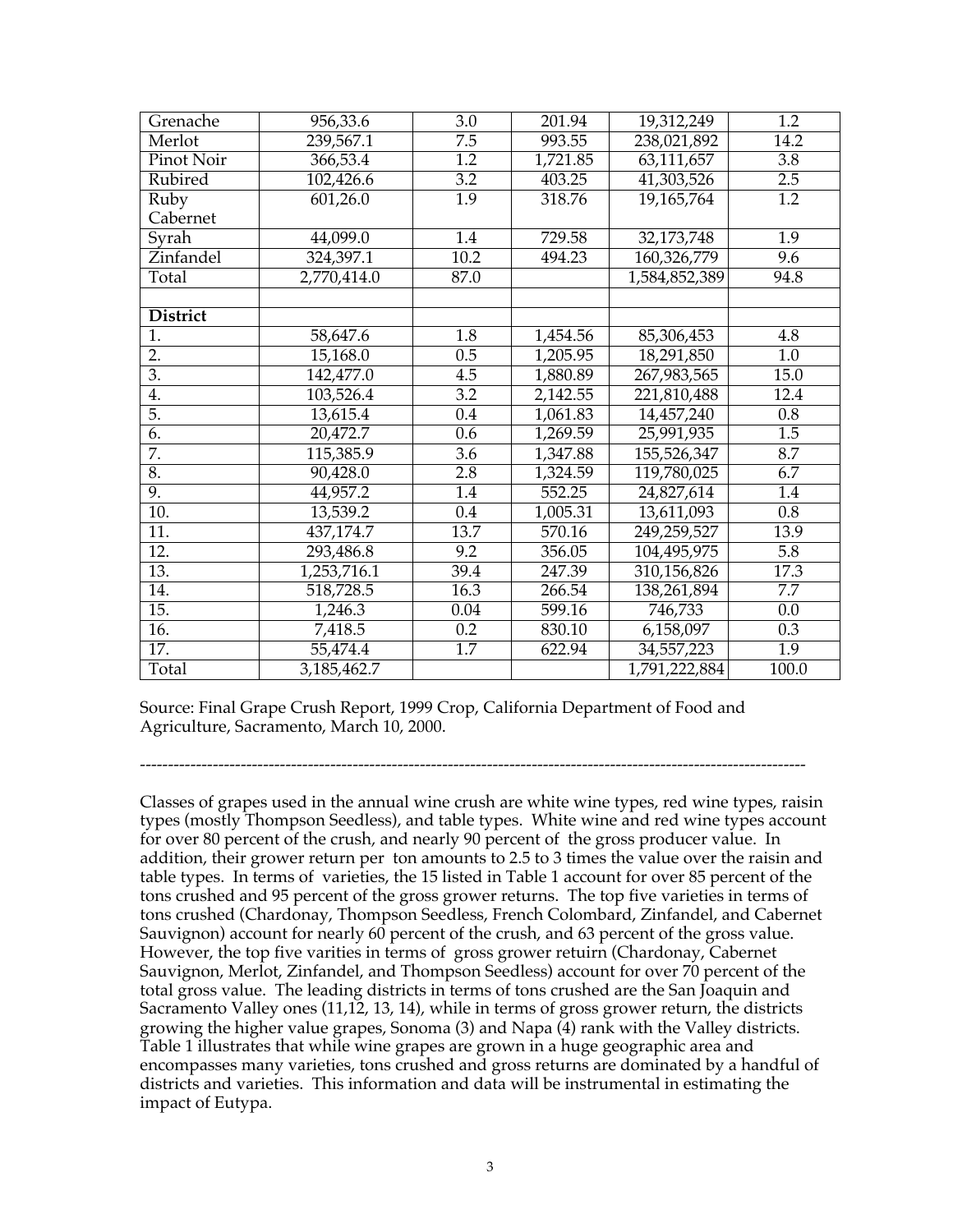| Grenache | 956,33.6 | 3.0 | 201.94 | 19,312,249 | 1.2 |
|---|---|---|---|---|---|
| Merlot | 239,567.1 | 7.5 | 993.55 | 238,021,892 | 14.2 |
| Pinot Noir | 366,53.4 | 1.2 | 1,721.85 | 63,111,657 | 3.8 |
| Rubired | 102,426.6 | 3.2 | 403.25 | 41,303,526 | 2.5 |
| Ruby Cabernet | 601,26.0 | 1.9 | 318.76 | 19,165,764 | 1.2 |
| Syrah | 44,099.0 | 1.4 | 729.58 | 32,173,748 | 1.9 |
| Zinfandel | 324,397.1 | 10.2 | 494.23 | 160,326,779 | 9.6 |
| Total | 2,770,414.0 | 87.0 | | 1,584,852,389 | 94.8 |
| | | | | | |
| **District** | | | | | |
| 1. | 58,647.6 | 1.8 | 1,454.56 | 85,306,453 | 4.8 |
| 2. | 15,168.0 | 0.5 | 1,205.95 | 18,291,850 | 1.0 |
| 3. | 142,477.0 | 4.5 | 1,880.89 | 267,983,565 | 15.0 |
| 4. | 103,526.4 | 3.2 | 2,142.55 | 221,810,488 | 12.4 |
| 5. | 13,615.4 | 0.4 | 1,061.83 | 14,457,240 | 0.8 |
| 6. | 20,472.7 | 0.6 | 1,269.59 | 25,991,935 | 1.5 |
| 7. | 115,385.9 | 3.6 | 1,347.88 | 155,526,347 | 8.7 |
| 8. | 90,428.0 | 2.8 | 1,324.59 | 119,780,025 | 6.7 |
| 9. | 44,957.2 | 1.4 | 552.25 | 24,827,614 | 1.4 |
| 10. | 13,539.2 | 0.4 | 1,005.31 | 13,611,093 | 0.8 |
| 11. | 437,174.7 | 13.7 | 570.16 | 249,259,527 | 13.9 |
| 12. | 293,486.8 | 9.2 | 356.05 | 104,495,975 | 5.8 |
| 13. | 1,253,716.1 | 39.4 | 247.39 | 310,156,826 | 17.3 |
| 14. | 518,728.5 | 16.3 | 266.54 | 138,261,894 | 7.7 |
| 15. | 1,246.3 | 0.04 | 599.16 | 746,733 | 0.0 |
| 16. | 7,418.5 | 0.2 | 830.10 | 6,158,097 | 0.3 |
| 17. | 55,474.4 | 1.7 | 622.94 | 34,557,223 | 1.9 |
| Total | 3,185,462.7 | | | 1,791,222,884 | 100.0 |

Source: Final Grape Crush Report, 1999 Crop, California Department of Food and Agriculture, Sacramento, March 10, 2000.

---

Classes of grapes used in the annual wine crush are white wine types, red wine types, raisin types (mostly Thompson Seedless), and table types. White wine and red wine types account for over 80 percent of the crush, and nearly 90 percent of the gross producer value. In addition, their grower return per ton amounts to 2.5 to 3 times the value over the raisin and table types. In terms of varieties, the 15 listed in Table 1 account for over 85 percent of the tons crushed and 95 percent of the gross grower returns. The top five varieties in terms of tons crushed (Chardonay, Thompson Seedless, French Colombard, Zinfandel, and Cabernet Sauvignon) account for nearly 60 percent of the crush, and 63 percent of the gross value. However, the top five varities in terms of gross grower retuirn (Chardonay, Cabernet Sauvignon, Merlot, Zinfandel, and Thompson Seedless) account for over 70 percent of the total gross value. The leading districts in terms of tons crushed are the San Joaquin and Sacramento Valley ones (11,12, 13, 14), while in terms of gross grower return, the districts growing the higher value grapes, Sonoma (3) and Napa (4) rank with the Valley districts. Table 1 illustrates that while wine grapes are grown in a huge geographic area and encompasses many varieties, tons crushed and gross returns are dominated by a handful of districts and varieties. This information and data will be instrumental in estimating the impact of Eutypa.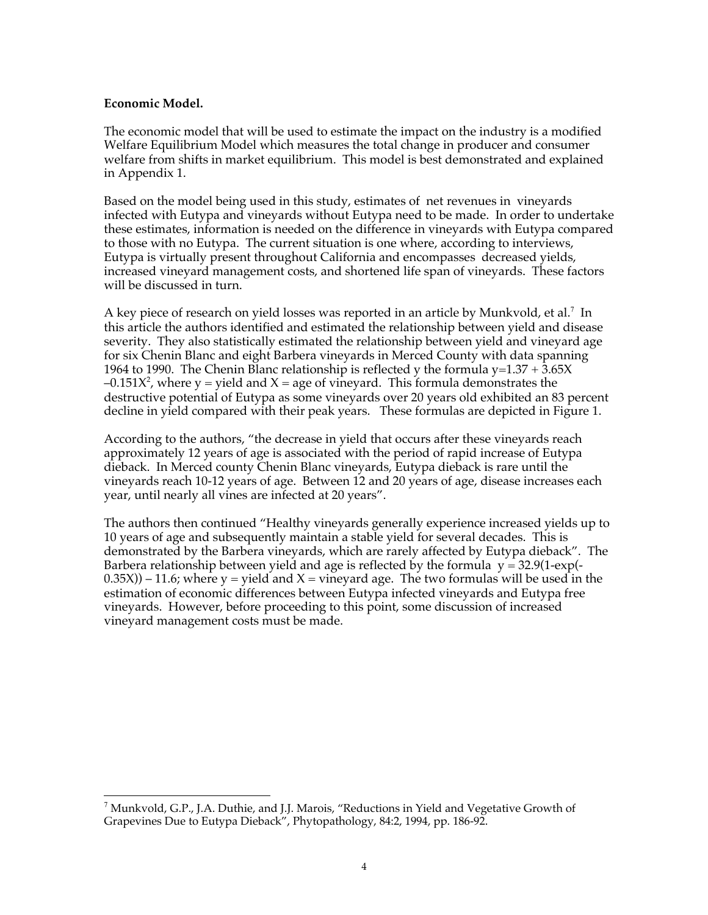**Economic Model.**

The economic model that will be used to estimate the impact on the industry is a modified Welfare Equilibrium Model which measures the total change in producer and consumer welfare from shifts in market equilibrium. This model is best demonstrated and explained in Appendix 1.

Based on the model being used in this study, estimates of net revenues in vineyards infected with Eutypa and vineyards without Eutypa need to be made. In order to undertake these estimates, information is needed on the difference in vineyards with Eutypa compared to those with no Eutypa. The current situation is one where, according to interviews, Eutypa is virtually present throughout California and encompasses decreased yields, increased vineyard management costs, and shortened life span of vineyards. These factors will be discussed in turn.

A key piece of research on yield losses was reported in an article by Munkvold, et al.[7] In this article the authors identified and estimated the relationship between yield and disease severity. They also statistically estimated the relationship between yield and vineyard age for six Chenin Blanc and eight Barbera vineyards in Merced County with data spanning 1964 to 1990. The Chenin Blanc relationship is reflected y the formula $y=1.37 + 3.65X - 0.151X^2$, where y = yield and X = age of vineyard. This formula demonstrates the destructive potential of Eutypa as some vineyards over 20 years old exhibited an 83 percent decline in yield compared with their peak years. These formulas are depicted in Figure 1.

According to the authors, "the decrease in yield that occurs after these vineyards reach approximately 12 years of age is associated with the period of rapid increase of Eutypa dieback. In Merced county Chenin Blanc vineyards, Eutypa dieback is rare until the vineyards reach 10-12 years of age. Between 12 and 20 years of age, disease increases each year, until nearly all vines are infected at 20 years".

The authors then continued "Healthy vineyards generally experience increased yields up to 10 years of age and subsequently maintain a stable yield for several decades. This is demonstrated by the Barbera vineyards, which are rarely affected by Eutypa dieback". The Barbera relationship between yield and age is reflected by the formula $y = 32.9(1-\exp(-0.35X)) - 11.6$; where y = yield and X = vineyard age. The two formulas will be used in the estimation of economic differences between Eutypa infected vineyards and Eutypa free vineyards. However, before proceeding to this point, some discussion of increased vineyard management costs must be made.

---

[7] Munkvold, G.P., J.A. Duthie, and J.J. Marois, "Reductions in Yield and Vegetative Growth of Grapevines Due to Eutypa Dieback", Phytopathology, 84:2, 1994, pp. 186-92.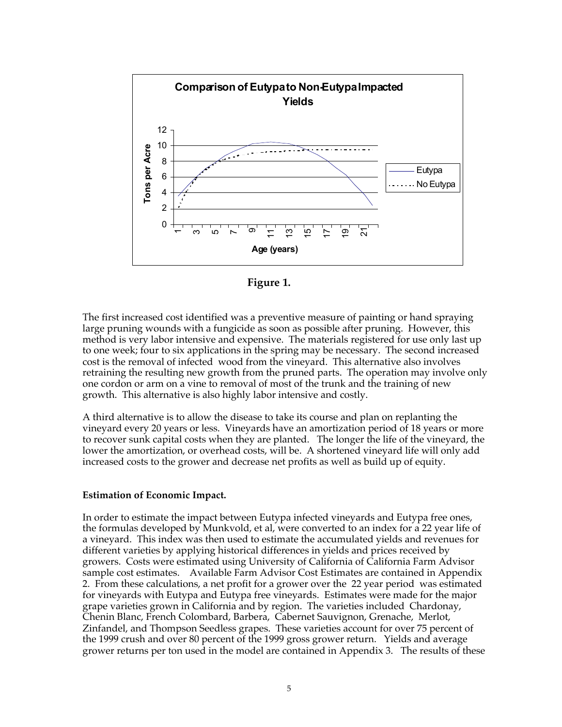Figure 1.

The first increased cost identified was a preventive measure of painting or hand spraying large pruning wounds with a fungicide as soon as possible after pruning. However, this method is very labor intensive and expensive. The materials registered for use only last up to one week; four to six applications in the spring may be necessary. The second increased cost is the removal of infected wood from the vineyard. This alternative also involves retraining the resulting new growth from the pruned parts. The operation may involve only one cordon or arm on a vine to removal of most of the trunk and the training of new growth. This alternative is also highly labor intensive and costly.

A third alternative is to allow the disease to take its course and plan on replanting the vineyard every 20 years or less. Vineyards have an amortization period of 18 years or more to recover sunk capital costs when they are planted. The longer the life of the vineyard, the lower the amortization, or overhead costs, will be. A shortened vineyard life will only add increased costs to the grower and decrease net profits as well as build up of equity.

**Estimation of Economic Impact.**

In order to estimate the impact between Eutypa infected vineyards and Eutypa free ones, the formulas developed by Munkvold, et al, were converted to an index for a 22 year life of a vineyard. This index was then used to estimate the accumulated yields and revenues for different varieties by applying historical differences in yields and prices received by growers. Costs were estimated using University of California of California Farm Advisor sample cost estimates. Available Farm Advisor Cost Estimates are contained in Appendix 2. From these calculations, a net profit for a grower over the 22 year period was estimated for vineyards with Eutypa and Eutypa free vineyards. Estimates were made for the major grape varieties grown in California and by region. The varieties included Chardonay, Chenin Blanc, French Colombard, Barbera, Cabernet Sauvignon, Grenache, Merlot, Zinfandel, and Thompson Seedless grapes. These varieties account for over 75 percent of the 1999 crush and over 80 percent of the 1999 gross grower return. Yields and average grower returns per ton used in the model are contained in Appendix 3. The results of these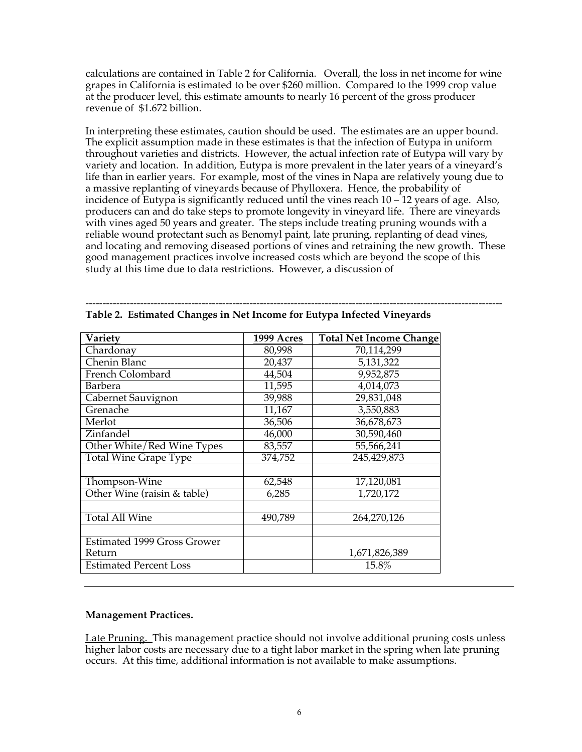calculations are contained in Table 2 for California. Overall, the loss in net income for wine grapes in California is estimated to be over $260 million. Compared to the 1999 crop value at the producer level, this estimate amounts to nearly 16 percent of the gross producer revenue of $1.672 billion.

In interpreting these estimates, caution should be used. The estimates are an upper bound. The explicit assumption made in these estimates is that the infection of Eutypa in uniform throughout varieties and districts. However, the actual infection rate of Eutypa will vary by variety and location. In addition, Eutypa is more prevalent in the later years of a vineyard's life than in earlier years. For example, most of the vines in Napa are relatively young due to a massive replanting of vineyards because of Phylloxera. Hence, the probability of incidence of Eutypa is significantly reduced until the vines reach 10 – 12 years of age. Also, producers can and do take steps to promote longevity in vineyard life. There are vineyards with vines aged 50 years and greater. The steps include treating pruning wounds with a reliable wound protectant such as Benomyl paint, late pruning, replanting of dead vines, and locating and removing diseased portions of vines and retraining the new growth. These good management practices involve increased costs which are beyond the scope of this study at this time due to data restrictions. However, a discussion of

---

**Table 2. Estimated Changes in Net Income for Eutypa Infected Vineyards**

| Variety | 1999 Acres | Total Net Income Change |
|---|---|---|
| Chardonay | 80,998 | 70,114,299 |
| Chenin Blanc | 20,437 | 5,131,322 |
| French Colombard | 44,504 | 9,952,875 |
| Barbera | 11,595 | 4,014,073 |
| Cabernet Sauvignon | 39,988 | 29,831,048 |
| Grenache | 11,167 | 3,550,883 |
| Merlot | 36,506 | 36,678,673 |
| Zinfandel | 46,000 | 30,590,460 |
| Other White/Red Wine Types | 83,557 | 55,566,241 |
| Total Wine Grape Type | 374,752 | 245,429,873 |
| | | |
| Thompson-Wine | 62,548 | 17,120,081 |
| Other Wine (raisin & table) | 6,285 | 1,720,172 |
| | | |
| Total All Wine | 490,789 | 264,270,126 |
| | | |
| Estimated 1999 Gross Grower Return | | 1,671,826,389 |
| Estimated Percent Loss | | 15.8% |

---

**Management Practices.**

Late Pruning. This management practice should not involve additional pruning costs unless higher labor costs are necessary due to a tight labor market in the spring when late pruning occurs. At this time, additional information is not available to make assumptions.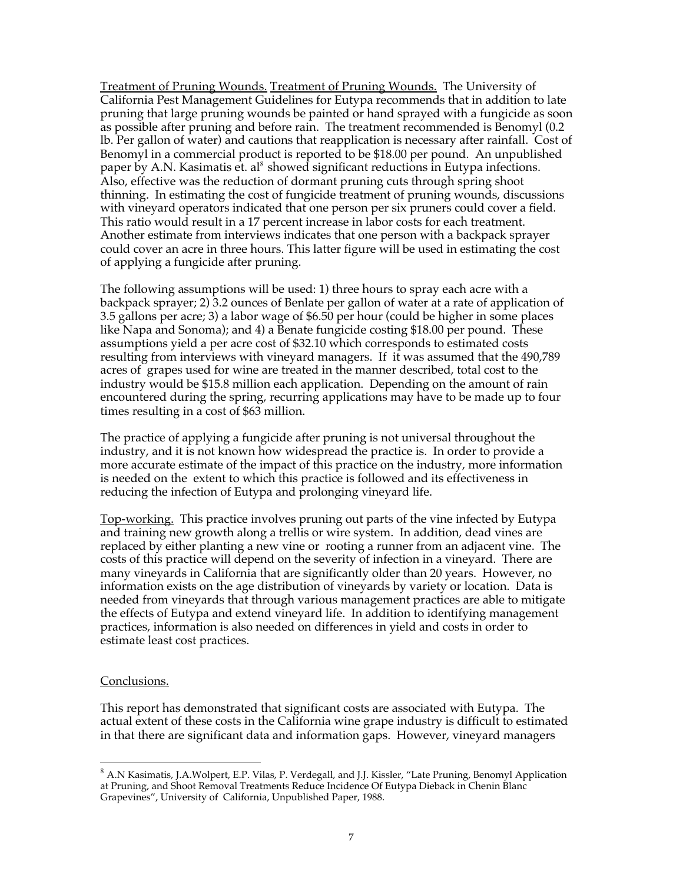Treatment of Pruning Wounds. Treatment of Pruning Wounds. The University of California Pest Management Guidelines for Eutypa recommends that in addition to late pruning that large pruning wounds be painted or hand sprayed with a fungicide as soon as possible after pruning and before rain. The treatment recommended is Benomyl (0.2 lb. Per gallon of water) and cautions that reapplication is necessary after rainfall. Cost of Benomyl in a commercial product is reported to be $18.00 per pound. An unpublished paper by A.N. Kasimatis et. al[8] showed significant reductions in Eutypa infections. Also, effective was the reduction of dormant pruning cuts through spring shoot thinning. In estimating the cost of fungicide treatment of pruning wounds, discussions with vineyard operators indicated that one person per six pruners could cover a field. This ratio would result in a 17 percent increase in labor costs for each treatment. Another estimate from interviews indicates that one person with a backpack sprayer could cover an acre in three hours. This latter figure will be used in estimating the cost of applying a fungicide after pruning.

The following assumptions will be used: 1) three hours to spray each acre with a backpack sprayer; 2) 3.2 ounces of Benlate per gallon of water at a rate of application of 3.5 gallons per acre; 3) a labor wage of $6.50 per hour (could be higher in some places like Napa and Sonoma); and 4) a Benate fungicide costing $18.00 per pound. These assumptions yield a per acre cost of $32.10 which corresponds to estimated costs resulting from interviews with vineyard managers. If it was assumed that the 490,789 acres of grapes used for wine are treated in the manner described, total cost to the industry would be $15.8 million each application. Depending on the amount of rain encountered during the spring, recurring applications may have to be made up to four times resulting in a cost of $63 million.

The practice of applying a fungicide after pruning is not universal throughout the industry, and it is not known how widespread the practice is. In order to provide a more accurate estimate of the impact of this practice on the industry, more information is needed on the extent to which this practice is followed and its effectiveness in reducing the infection of Eutypa and prolonging vineyard life.

Top-working. This practice involves pruning out parts of the vine infected by Eutypa and training new growth along a trellis or wire system. In addition, dead vines are replaced by either planting a new vine or rooting a runner from an adjacent vine. The costs of this practice will depend on the severity of infection in a vineyard. There are many vineyards in California that are significantly older than 20 years. However, no information exists on the age distribution of vineyards by variety or location. Data is needed from vineyards that through various management practices are able to mitigate the effects of Eutypa and extend vineyard life. In addition to identifying management practices, information is also needed on differences in yield and costs in order to estimate least cost practices.

## Conclusions.

This report has demonstrated that significant costs are associated with Eutypa. The actual extent of these costs in the California wine grape industry is difficult to estimated in that there are significant data and information gaps. However, vineyard managers

---

[8] A.N Kasimatis, J.A.Wolpert, E.P. Vilas, P. Verdegall, and J.J. Kissler, "Late Pruning, Benomyl Application at Pruning, and Shoot Removal Treatments Reduce Incidence Of Eutypa Dieback in Chenin Blanc Grapevines", University of California, Unpublished Paper, 1988.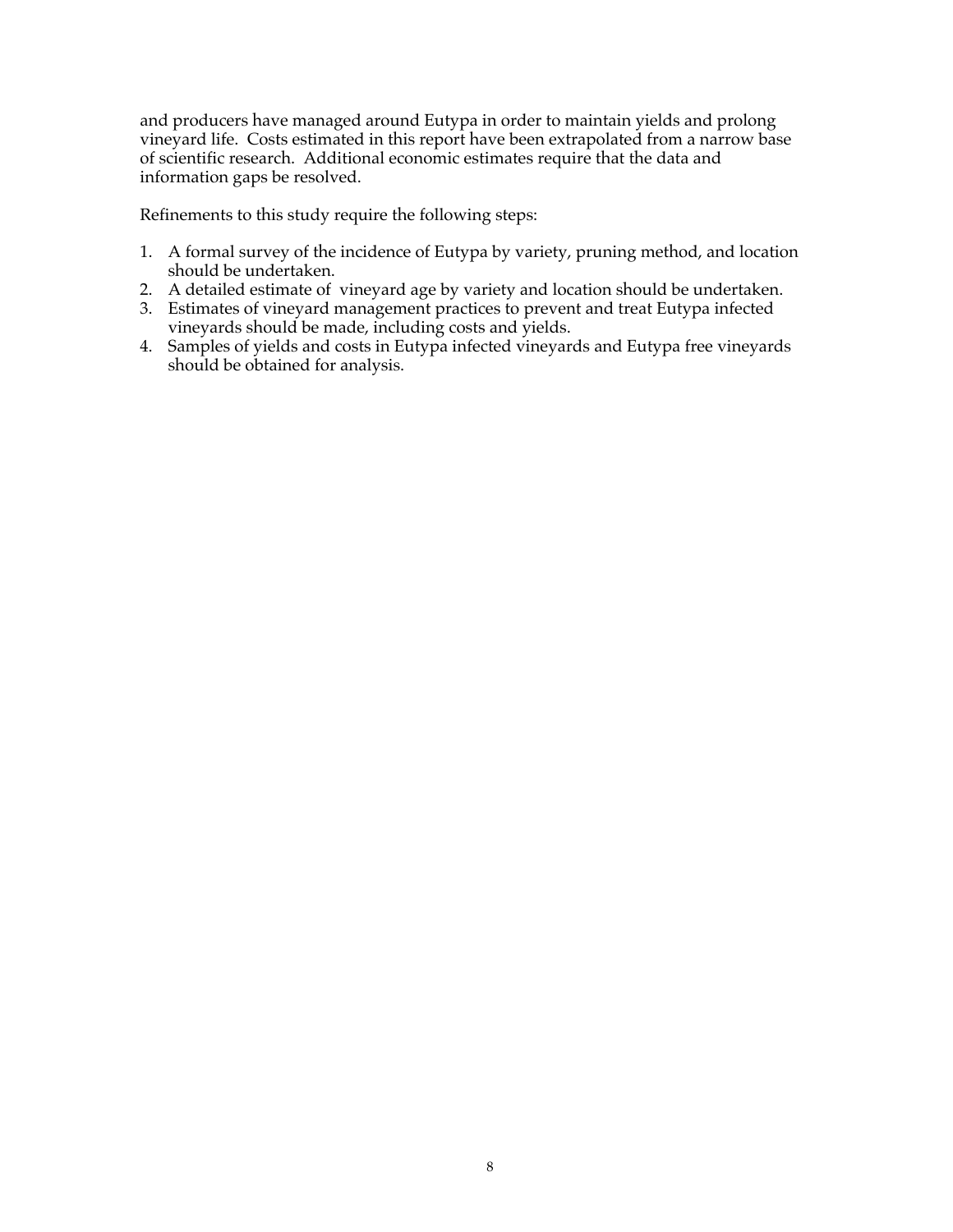and producers have managed around Eutypa in order to maintain yields and prolong vineyard life. Costs estimated in this report have been extrapolated from a narrow base of scientific research. Additional economic estimates require that the data and information gaps be resolved.

Refinements to this study require the following steps:

1. A formal survey of the incidence of Eutypa by variety, pruning method, and location should be undertaken.
2. A detailed estimate of vineyard age by variety and location should be undertaken.
3. Estimates of vineyard management practices to prevent and treat Eutypa infected vineyards should be made, including costs and yields.
4. Samples of yields and costs in Eutypa infected vineyards and Eutypa free vineyards should be obtained for analysis.